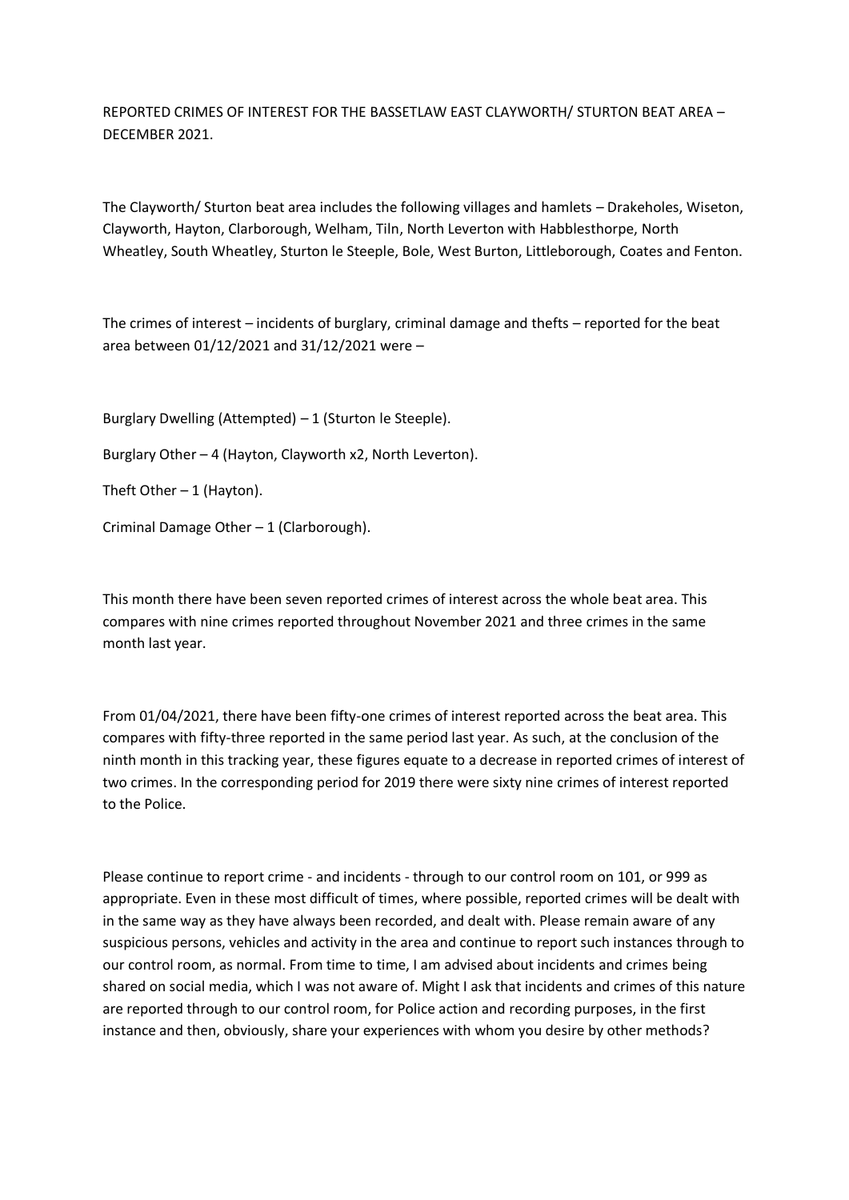REPORTED CRIMES OF INTEREST FOR THE BASSETLAW EAST CLAYWORTH/ STURTON BEAT AREA – DECEMBER 2021.

The Clayworth/ Sturton beat area includes the following villages and hamlets – Drakeholes, Wiseton, Clayworth, Hayton, Clarborough, Welham, Tiln, North Leverton with Habblesthorpe, North Wheatley, South Wheatley, Sturton le Steeple, Bole, West Burton, Littleborough, Coates and Fenton.

The crimes of interest – incidents of burglary, criminal damage and thefts – reported for the beat area between 01/12/2021 and 31/12/2021 were –

Burglary Dwelling (Attempted) – 1 (Sturton le Steeple).

Burglary Other – 4 (Hayton, Clayworth x2, North Leverton).

Theft Other – 1 (Hayton).

Criminal Damage Other – 1 (Clarborough).

This month there have been seven reported crimes of interest across the whole beat area. This compares with nine crimes reported throughout November 2021 and three crimes in the same month last year.

From 01/04/2021, there have been fifty-one crimes of interest reported across the beat area. This compares with fifty-three reported in the same period last year. As such, at the conclusion of the ninth month in this tracking year, these figures equate to a decrease in reported crimes of interest of two crimes. In the corresponding period for 2019 there were sixty nine crimes of interest reported to the Police.

Please continue to report crime - and incidents - through to our control room on 101, or 999 as appropriate. Even in these most difficult of times, where possible, reported crimes will be dealt with in the same way as they have always been recorded, and dealt with. Please remain aware of any suspicious persons, vehicles and activity in the area and continue to report such instances through to our control room, as normal. From time to time, I am advised about incidents and crimes being shared on social media, which I was not aware of. Might I ask that incidents and crimes of this nature are reported through to our control room, for Police action and recording purposes, in the first instance and then, obviously, share your experiences with whom you desire by other methods?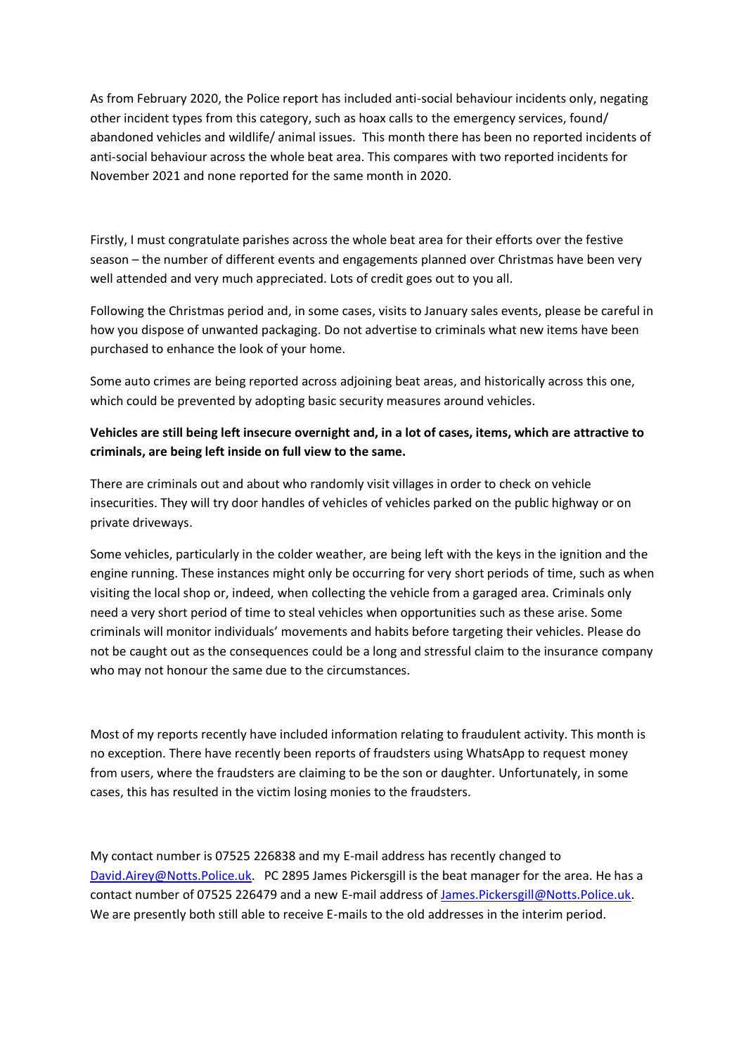As from February 2020, the Police report has included anti-social behaviour incidents only, negating other incident types from this category, such as hoax calls to the emergency services, found/ abandoned vehicles and wildlife/ animal issues. This month there has been no reported incidents of anti-social behaviour across the whole beat area. This compares with two reported incidents for November 2021 and none reported for the same month in 2020.

Firstly, I must congratulate parishes across the whole beat area for their efforts over the festive season – the number of different events and engagements planned over Christmas have been very well attended and very much appreciated. Lots of credit goes out to you all.

Following the Christmas period and, in some cases, visits to January sales events, please be careful in how you dispose of unwanted packaging. Do not advertise to criminals what new items have been purchased to enhance the look of your home.

Some auto crimes are being reported across adjoining beat areas, and historically across this one, which could be prevented by adopting basic security measures around vehicles.

**Vehicles are still being left insecure overnight and, in a lot of cases, items, which are attractive to criminals, are being left inside on full view to the same.**

There are criminals out and about who randomly visit villages in order to check on vehicle insecurities. They will try door handles of vehicles of vehicles parked on the public highway or on private driveways.

Some vehicles, particularly in the colder weather, are being left with the keys in the ignition and the engine running. These instances might only be occurring for very short periods of time, such as when visiting the local shop or, indeed, when collecting the vehicle from a garaged area. Criminals only need a very short period of time to steal vehicles when opportunities such as these arise. Some criminals will monitor individuals' movements and habits before targeting their vehicles. Please do not be caught out as the consequences could be a long and stressful claim to the insurance company who may not honour the same due to the circumstances.

Most of my reports recently have included information relating to fraudulent activity. This month is no exception. There have recently been reports of fraudsters using WhatsApp to request money from users, where the fraudsters are claiming to be the son or daughter. Unfortunately, in some cases, this has resulted in the victim losing monies to the fraudsters.

My contact number is 07525 226838 and my E-mail address has recently changed to [David.Airey@Notts.Police.uk](mailto:David.Airey@Notts.Police.uk). PC 2895 James Pickersgill is the beat manager for the area. He has a contact number of 07525 226479 and a new E-mail address of [James.Pickersgill@Notts.Police.uk](mailto:James.Pickersgill@Notts.Police.uk). We are presently both still able to receive E-mails to the old addresses in the interim period.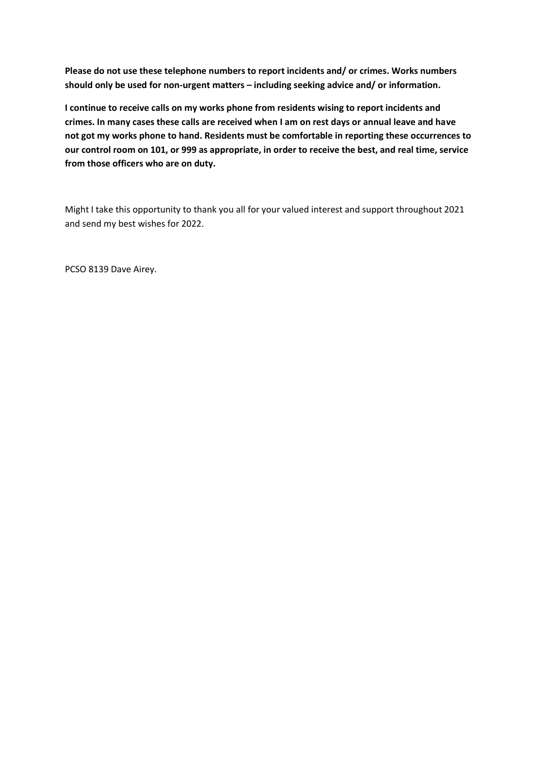**Please do not use these telephone numbers to report incidents and/ or crimes. Works numbers should only be used for non-urgent matters – including seeking advice and/ or information.**

**I continue to receive calls on my works phone from residents wising to report incidents and crimes. In many cases these calls are received when I am on rest days or annual leave and have not got my works phone to hand. Residents must be comfortable in reporting these occurrences to our control room on 101, or 999 as appropriate, in order to receive the best, and real time, service from those officers who are on duty.**

Might I take this opportunity to thank you all for your valued interest and support throughout 2021 and send my best wishes for 2022.

PCSO 8139 Dave Airey.